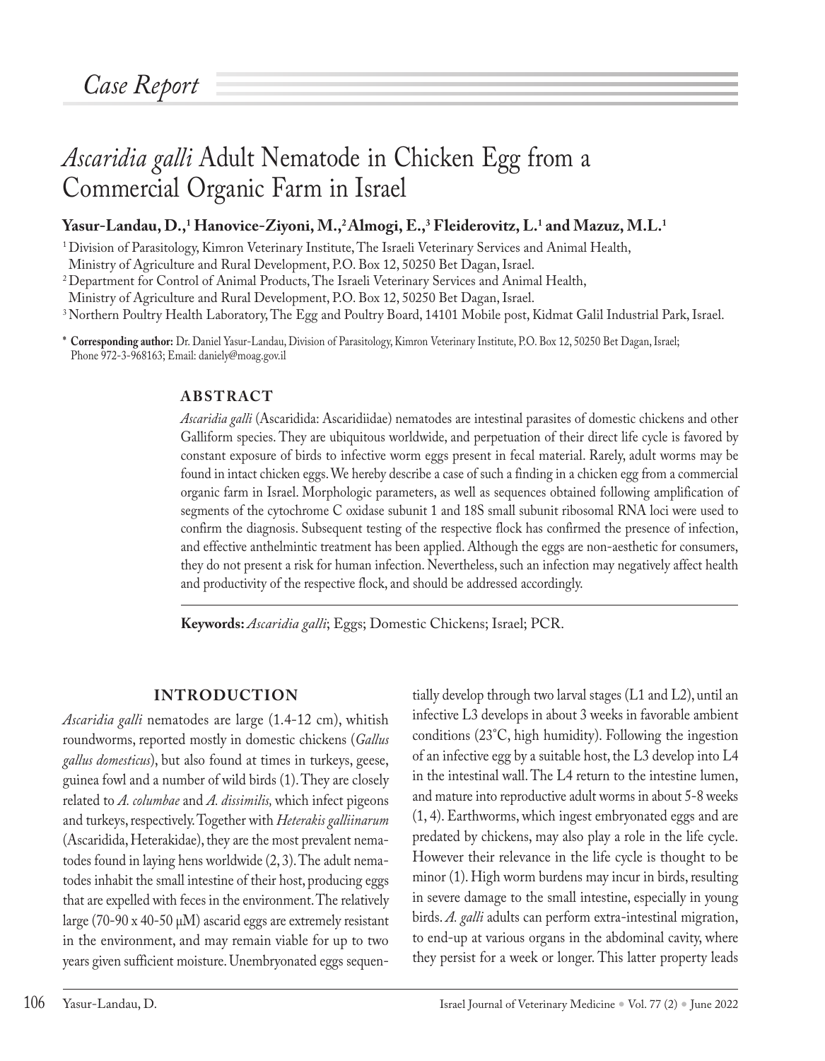*Case Report*

# *Ascaridia galli* Adult Nematode in Chicken Egg from a Commercial Organic Farm in Israel

**Yasur-Landau, D.,[1] Hanovice-Ziyoni, M.,[2] Almogi, E.,[3] Fleiderovitz, L.[1] and Mazuz, M.L.[1]**

[1] Division of Parasitology, Kimron Veterinary Institute, The Israeli Veterinary Services and Animal Health, Ministry of Agriculture and Rural Development, P.O. Box 12, 50250 Bet Dagan, Israel.

[2] Department for Control of Animal Products, The Israeli Veterinary Services and Animal Health, Ministry of Agriculture and Rural Development, P.O. Box 12, 50250 Bet Dagan, Israel.

[3] Northern Poultry Health Laboratory, The Egg and Poultry Board, 14101 Mobile post, Kidmat Galil Industrial Park, Israel.

\* **Corresponding author:** Dr. Daniel Yasur-Landau, Division of Parasitology, Kimron Veterinary Institute, P.O. Box 12, 50250 Bet Dagan, Israel; Phone 972-3-968163; Email: daniely@moag.gov.il

## ABSTRACT

*Ascaridia galli* (Ascaridida: Ascaridiidae) nematodes are intestinal parasites of domestic chickens and other Galliform species. They are ubiquitous worldwide, and perpetuation of their direct life cycle is favored by constant exposure of birds to infective worm eggs present in fecal material. Rarely, adult worms may be found in intact chicken eggs. We hereby describe a case of such a finding in a chicken egg from a commercial organic farm in Israel. Morphologic parameters, as well as sequences obtained following amplification of segments of the cytochrome C oxidase subunit 1 and 18S small subunit ribosomal RNA loci were used to confirm the diagnosis. Subsequent testing of the respective flock has confirmed the presence of infection, and effective anthelmintic treatment has been applied. Although the eggs are non-aesthetic for consumers, they do not present a risk for human infection. Nevertheless, such an infection may negatively affect health and productivity of the respective flock, and should be addressed accordingly.

**Keywords:** *Ascaridia galli*; Eggs; Domestic Chickens; Israel; PCR.

## INTRODUCTION

*Ascaridia galli* nematodes are large (1.4-12 cm), whitish roundworms, reported mostly in domestic chickens (*Gallus gallus domesticus*), but also found at times in turkeys, geese, guinea fowl and a number of wild birds (1). They are closely related to *A. columbae* and *A. dissimilis,* which infect pigeons and turkeys, respectively. Together with *Heterakis galliinarum* (Ascaridida, Heterakidae), they are the most prevalent nematodes found in laying hens worldwide (2, 3). The adult nematodes inhabit the small intestine of their host, producing eggs that are expelled with feces in the environment. The relatively large (70-90 x 40-50 μM) ascarid eggs are extremely resistant in the environment, and may remain viable for up to two years given sufficient moisture. Unembryonated eggs sequentially develop through two larval stages (L1 and L2), until an infective L3 develops in about 3 weeks in favorable ambient conditions (23˚C, high humidity). Following the ingestion of an infective egg by a suitable host, the L3 develop into L4 in the intestinal wall. The L4 return to the intestine lumen, and mature into reproductive adult worms in about 5-8 weeks (1, 4). Earthworms, which ingest embryonated eggs and are predated by chickens, may also play a role in the life cycle. However their relevance in the life cycle is thought to be minor (1). High worm burdens may incur in birds, resulting in severe damage to the small intestine, especially in young birds. *A. galli* adults can perform extra-intestinal migration, to end-up at various organs in the abdominal cavity, where they persist for a week or longer. This latter property leads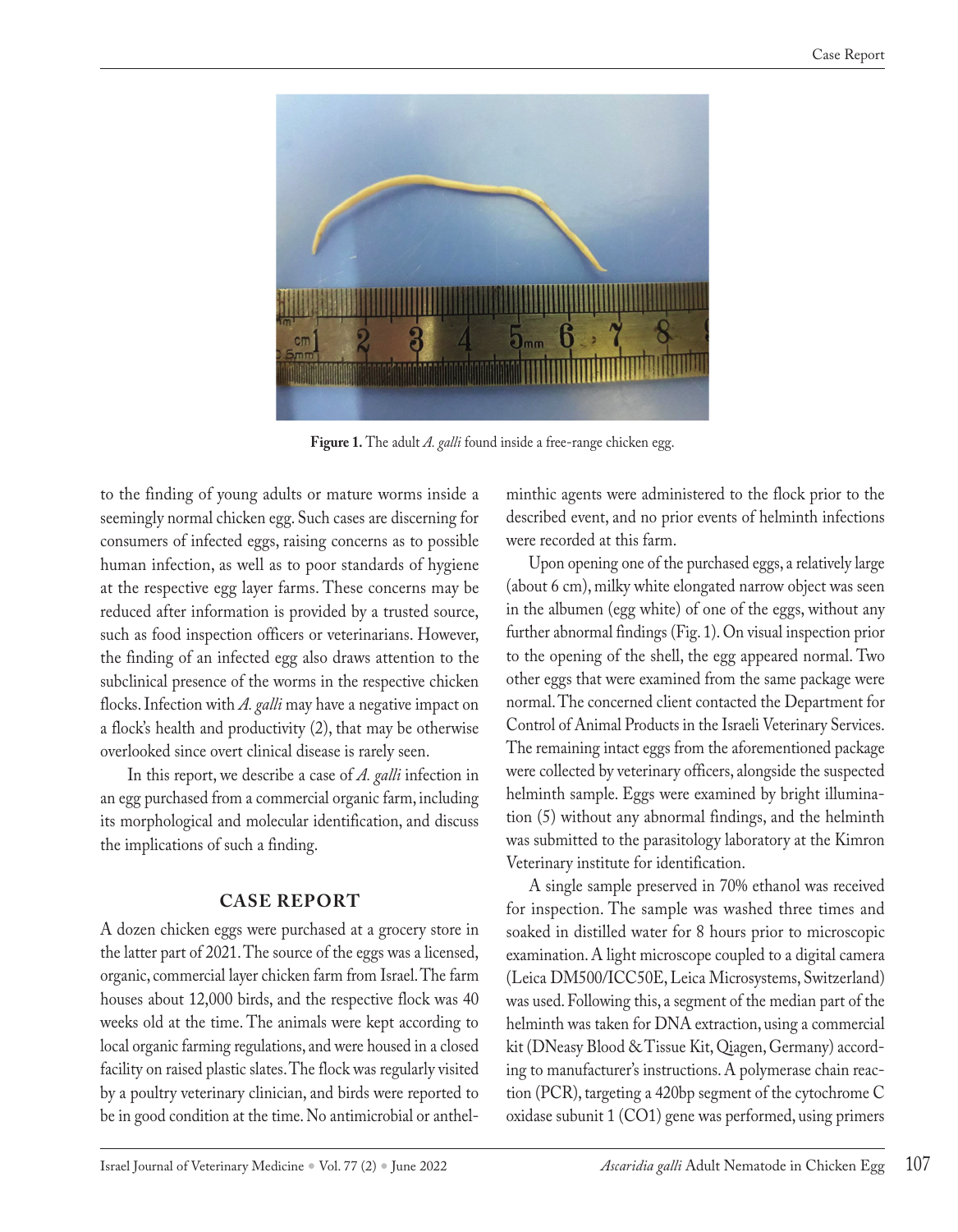Figure 1. The adult *A. galli* found inside a free-range chicken egg.

to the finding of young adults or mature worms inside a seemingly normal chicken egg. Such cases are discerning for consumers of infected eggs, raising concerns as to possible human infection, as well as to poor standards of hygiene at the respective egg layer farms. These concerns may be reduced after information is provided by a trusted source, such as food inspection officers or veterinarians. However, the finding of an infected egg also draws attention to the subclinical presence of the worms in the respective chicken flocks. Infection with *A. galli* may have a negative impact on a flock's health and productivity (2), that may be otherwise overlooked since overt clinical disease is rarely seen.

In this report, we describe a case of *A. galli* infection in an egg purchased from a commercial organic farm, including its morphological and molecular identification, and discuss the implications of such a finding.

## CASE REPORT

A dozen chicken eggs were purchased at a grocery store in the latter part of 2021. The source of the eggs was a licensed, organic, commercial layer chicken farm from Israel. The farm houses about 12,000 birds, and the respective flock was 40 weeks old at the time. The animals were kept according to local organic farming regulations, and were housed in a closed facility on raised plastic slates. The flock was regularly visited by a poultry veterinary clinician, and birds were reported to be in good condition at the time. No antimicrobial or anthelminthic agents were administered to the flock prior to the described event, and no prior events of helminth infections were recorded at this farm.

Upon opening one of the purchased eggs, a relatively large (about 6 cm), milky white elongated narrow object was seen in the albumen (egg white) of one of the eggs, without any further abnormal findings (Fig. 1). On visual inspection prior to the opening of the shell, the egg appeared normal. Two other eggs that were examined from the same package were normal. The concerned client contacted the Department for Control of Animal Products in the Israeli Veterinary Services. The remaining intact eggs from the aforementioned package were collected by veterinary officers, alongside the suspected helminth sample. Eggs were examined by bright illumination (5) without any abnormal findings, and the helminth was submitted to the parasitology laboratory at the Kimron Veterinary institute for identification.

A single sample preserved in 70% ethanol was received for inspection. The sample was washed three times and soaked in distilled water for 8 hours prior to microscopic examination. A light microscope coupled to a digital camera (Leica DM500/ICC50E, Leica Microsystems, Switzerland) was used. Following this, a segment of the median part of the helminth was taken for DNA extraction, using a commercial kit (DNeasy Blood & Tissue Kit, Qiagen, Germany) according to manufacturer's instructions. A polymerase chain reaction (PCR), targeting a 420bp segment of the cytochrome C oxidase subunit 1 (CO1) gene was performed, using primers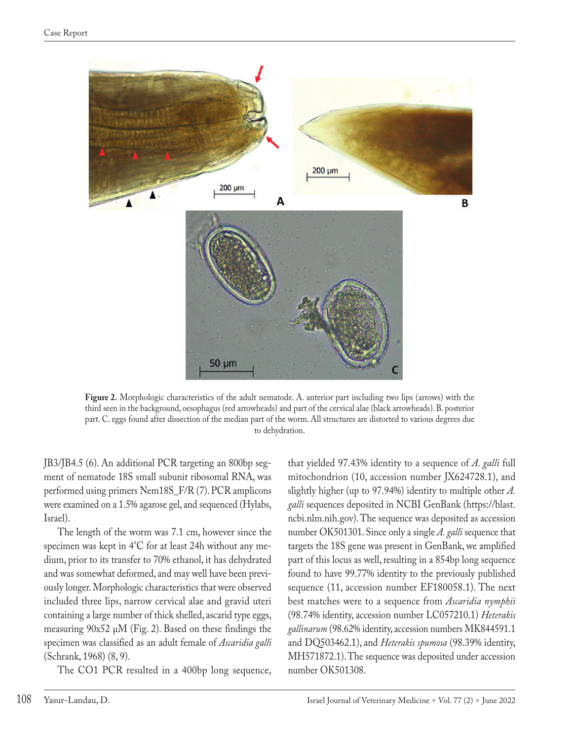Figure 2. Morphologic characteristics of the adult nematode. A. anterior part including two lips (arrows) with the third seen in the background, oesophagus (red arrowheads) and part of the cervical alae (black arrowheads). B. posterior part. C. eggs found after dissection of the median part of the worm. All structures are distorted to various degrees due to dehydration.

JB3/JB4.5 (6). An additional PCR targeting an 800bp segment of nematode 18S small subunit ribosomal RNA, was performed using primers Nem18S_F/R (7). PCR amplicons were examined on a 1.5% agarose gel, and sequenced (Hylabs, Israel).

The length of the worm was 7.1 cm, however since the specimen was kept in 4°C for at least 24h without any medium, prior to its transfer to 70% ethanol, it has dehydrated and was somewhat deformed, and may well have been previously longer. Morphologic characteristics that were observed included three lips, narrow cervical alae and gravid uteri containing a large number of thick shelled, ascarid type eggs, measuring 90x52 μM (Fig. 2). Based on these findings the specimen was classified as an adult female of *Ascaridia galli* (Schrank, 1968) (8, 9).

The CO1 PCR resulted in a 400bp long sequence, that yielded 97.43% identity to a sequence of *A. galli* full mitochondrion (10, accession number JX624728.1), and slightly higher (up to 97.94%) identity to multiple other *A. galli* sequences deposited in NCBI GenBank (https://blast.ncbi.nlm.nih.gov). The sequence was deposited as accession number OK501301. Since only a single *A. galli* sequence that targets the 18S gene was present in GenBank, we amplified part of this locus as well, resulting in a 854bp long sequence found to have 99.77% identity to the previously published sequence (11, accession number EF180058.1). The next best matches were to a sequence from *Ascaridia nymphii* (98.74% identity, accession number LC057210.1) *Heterakis gallinarum* (98.62% identity, accession numbers MK844591.1 and DQ503462.1), and *Heterakis spumosa* (98.39% identity, MH571872.1). The sequence was deposited under accession number OK501308.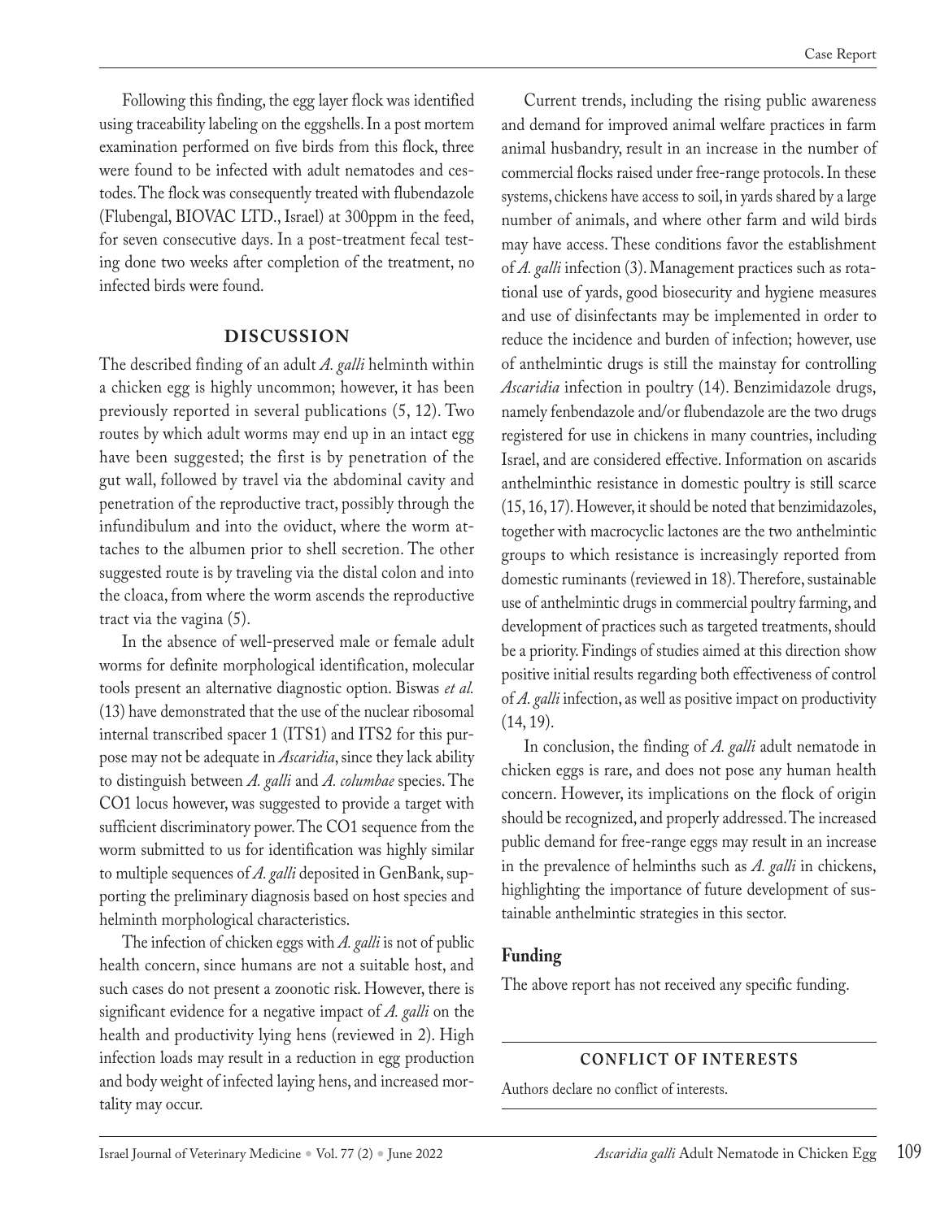Following this finding, the egg layer flock was identified using traceability labeling on the eggshells. In a post mortem examination performed on five birds from this flock, three were found to be infected with adult nematodes and cestodes. The flock was consequently treated with flubendazole (Flubengal, BIOVAC LTD., Israel) at 300ppm in the feed, for seven consecutive days. In a post-treatment fecal testing done two weeks after completion of the treatment, no infected birds were found.

## DISCUSSION

The described finding of an adult *A. galli* helminth within a chicken egg is highly uncommon; however, it has been previously reported in several publications (5, 12). Two routes by which adult worms may end up in an intact egg have been suggested; the first is by penetration of the gut wall, followed by travel via the abdominal cavity and penetration of the reproductive tract, possibly through the infundibulum and into the oviduct, where the worm attaches to the albumen prior to shell secretion. The other suggested route is by traveling via the distal colon and into the cloaca, from where the worm ascends the reproductive tract via the vagina (5).

In the absence of well-preserved male or female adult worms for definite morphological identification, molecular tools present an alternative diagnostic option. Biswas *et al.* (13) have demonstrated that the use of the nuclear ribosomal internal transcribed spacer 1 (ITS1) and ITS2 for this purpose may not be adequate in *Ascaridia*, since they lack ability to distinguish between *A. galli* and *A. columbae* species. The CO1 locus however, was suggested to provide a target with sufficient discriminatory power. The CO1 sequence from the worm submitted to us for identification was highly similar to multiple sequences of *A. galli* deposited in GenBank, supporting the preliminary diagnosis based on host species and helminth morphological characteristics.

The infection of chicken eggs with *A. galli* is not of public health concern, since humans are not a suitable host, and such cases do not present a zoonotic risk. However, there is significant evidence for a negative impact of *A. galli* on the health and productivity lying hens (reviewed in 2). High infection loads may result in a reduction in egg production and body weight of infected laying hens, and increased mortality may occur.

Current trends, including the rising public awareness and demand for improved animal welfare practices in farm animal husbandry, result in an increase in the number of commercial flocks raised under free-range protocols. In these systems, chickens have access to soil, in yards shared by a large number of animals, and where other farm and wild birds may have access. These conditions favor the establishment of *A. galli* infection (3). Management practices such as rotational use of yards, good biosecurity and hygiene measures and use of disinfectants may be implemented in order to reduce the incidence and burden of infection; however, use of anthelmintic drugs is still the mainstay for controlling *Ascaridia* infection in poultry (14). Benzimidazole drugs, namely fenbendazole and/or flubendazole are the two drugs registered for use in chickens in many countries, including Israel, and are considered effective. Information on ascarids anthelminthic resistance in domestic poultry is still scarce (15, 16, 17). However, it should be noted that benzimidazoles, together with macrocyclic lactones are the two anthelmintic groups to which resistance is increasingly reported from domestic ruminants (reviewed in 18). Therefore, sustainable use of anthelmintic drugs in commercial poultry farming, and development of practices such as targeted treatments, should be a priority. Findings of studies aimed at this direction show positive initial results regarding both effectiveness of control of *A. galli* infection, as well as positive impact on productivity (14, 19).

In conclusion, the finding of *A. galli* adult nematode in chicken eggs is rare, and does not pose any human health concern. However, its implications on the flock of origin should be recognized, and properly addressed. The increased public demand for free-range eggs may result in an increase in the prevalence of helminths such as *A. galli* in chickens, highlighting the importance of future development of sustainable anthelmintic strategies in this sector.

### Funding

The above report has not received any specific funding.

### CONFLICT OF INTERESTS

Authors declare no conflict of interests.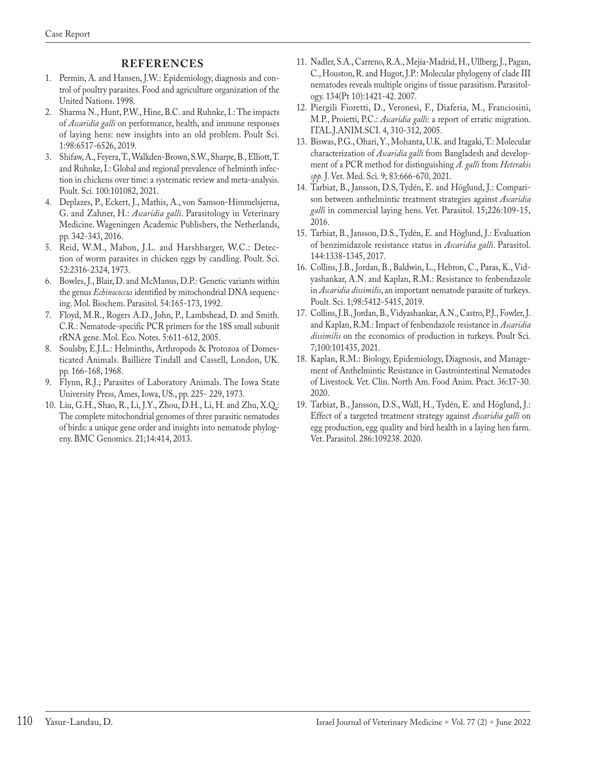## REFERENCES

1. Permin, A. and Hansen, J.W.: Epidemiology, diagnosis and control of poultry parasites. Food and agriculture organization of the United Nations. 1998.
2. Sharma N., Hunt, P.W., Hine, B.C. and Ruhnke, I.: The impacts of *Ascaridia galli* on performance, health, and immune responses of laying hens: new insights into an old problem. Poult Sci. 1:98:6517-6526, 2019.
3. Shifaw, A., Feyera, T., Walkden-Brown, S.W., Sharpe, B., Elliott, T. and Ruhnke, I.: Global and regional prevalence of helminth infection in chickens over time: a systematic review and meta-analysis. Poult. Sci. 100:101082, 2021.
4. Deplazes, P., Eckert, J., Mathis, A., von Samson-Himmelsjerna, G. and Zahner, H.: *Ascaridia galli*. Parasitology in Veterinary Medicine. Wageningen Academic Publishers, the Netherlands, pp. 342-343, 2016.
5. Reid, W.M., Mabon, J.L. and Harshbarger, W.C.: Detection of worm parasites in chicken eggs by candling. Poult. Sci. 52:2316-2324, 1973.
6. Bowles, J., Blair, D. and McManus, D.P.: Genetic variants within the genus *Echinococcus* identified by mitochondrial DNA sequencing. Mol. Biochem. Parasitol. 54:165-173, 1992.
7. Floyd, M.R., Rogers A.D., John, P., Lambshead, D. and Smith. C.R.: Nematode-specific PCR primers for the 18S small subunit rRNA gene. Mol. Eco. Notes. 5:611-612, 2005.
8. Soulsby, E.J.L.: Helminths, Arthropods & Protozoa of Domesticated Animals. Baillière Tindall and Cassell, London, UK. pp. 166-168, 1968.
9. Flynn, R.J.; Parasites of Laboratory Animals. The Iowa State University Press, Ames, Iowa, US., pp. 225- 229, 1973.
10. Liu, G.H., Shao, R., Li, J.Y., Zhou, D.H., Li, H. and Zhu, X.Q.: The complete mitochondrial genomes of three parasitic nematodes of birds: a unique gene order and insights into nematode phylogeny. BMC Genomics. 21;14:414, 2013.
11. Nadler, S.A., Carreno, R.A., Mejía-Madrid, H., Ullberg, J., Pagan, C., Houston, R. and Hugot, J.P.: Molecular phylogeny of clade III nematodes reveals multiple origins of tissue parasitism. Parasitology. 134(Pt 10):1421-42. 2007.
12. Piergili Fioretti, D., Veronesi, F., Diaferia, M., Franciosini, M.P., Proietti, P.C.: *Ascaridia galli*: a report of erratic migration. ITAL.J.ANIM.SCI. 4, 310-312, 2005.
13. Biswas, P.G., Ohari, Y., Mohanta, U.K. and Itagaki, T.: Molecular characterization of *Ascaridia galli* from Bangladesh and development of a PCR method for distinguishing *A. galli* from *Heterakis spp*. J. Vet. Med. Sci. 9; 83:666-670, 2021.
14. Tarbiat, B., Jansson, D.S, Tydén, E. and Höglund, J.: Comparison between anthelmintic treatment strategies against *Ascaridia galli* in commercial laying hens. Vet. Parasitol. 15;226:109-15, 2016.
15. Tarbiat, B., Jansson, D.S., Tydén, E. and Höglund, J.: Evaluation of benzimidazole resistance status in *Ascaridia galli*. Parasitol. 144:1338-1345, 2017.
16. Collins, J.B., Jordan, B., Baldwin, L., Hebron, C., Paras, K., Vidyashankar, A.N. and Kaplan, R.M.: Resistance to fenbendazole in *Ascaridia dissimilis*, an important nematode parasite of turkeys. Poult. Sci. 1;98:5412-5415, 2019.
17. Collins, J.B., Jordan, B., Vidyashankar, A.N., Castro, P.J., Fowler, J. and Kaplan, R.M.: Impact of fenbendazole resistance in *Ascaridia dissimilis* on the economics of production in turkeys. Poult Sci. 7;100:101435, 2021.
18. Kaplan, R.M.: Biology, Epidemiology, Diagnosis, and Management of Anthelmintic Resistance in Gastrointestinal Nematodes of Livestock. Vet. Clin. North Am. Food Anim. Pract. 36:17-30. 2020.
19. Tarbiat, B., Jansson, D.S., Wall, H., Tydén, E. and Höglund, J.: Effect of a targeted treatment strategy against *Ascaridia galli* on egg production, egg quality and bird health in a laying hen farm. Vet. Parasitol. 286:109238. 2020.